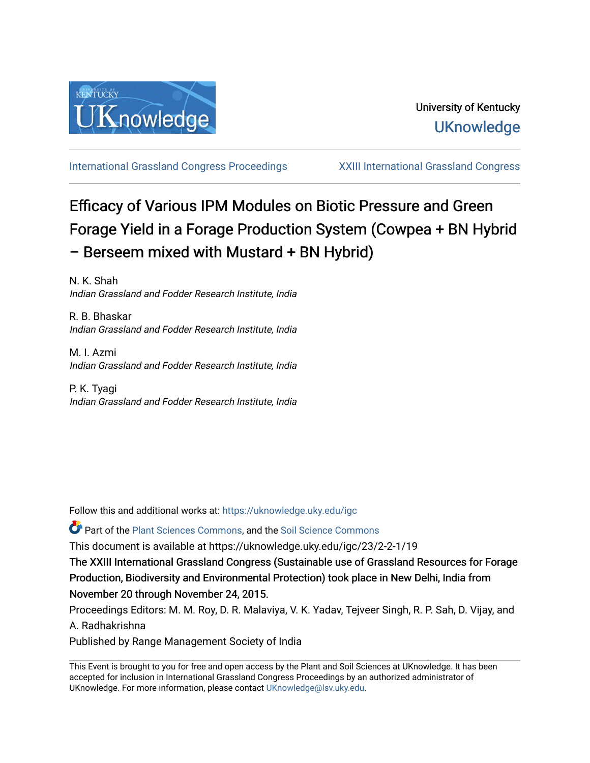University of Kentucky

UKnowledge

International Grassland Congress Proceedings | XXIII International Grassland Congress

# Efficacy of Various IPM Modules on Biotic Pressure and Green Forage Yield in a Forage Production System (Cowpea + BN Hybrid – Berseem mixed with Mustard + BN Hybrid)

N. K. Shah
*Indian Grassland and Fodder Research Institute, India*

R. B. Bhaskar
*Indian Grassland and Fodder Research Institute, India*

M. I. Azmi
*Indian Grassland and Fodder Research Institute, India*

P. K. Tyagi
*Indian Grassland and Fodder Research Institute, India*

Follow this and additional works at: https://uknowledge.uky.edu/igc

Part of the Plant Sciences Commons, and the Soil Science Commons

This document is available at https://uknowledge.uky.edu/igc/23/2-2-1/19

The XXIII International Grassland Congress (Sustainable use of Grassland Resources for Forage Production, Biodiversity and Environmental Protection) took place in New Delhi, India from November 20 through November 24, 2015.

Proceedings Editors: M. M. Roy, D. R. Malaviya, V. K. Yadav, Tejveer Singh, R. P. Sah, D. Vijay, and A. Radhakrishna

Published by Range Management Society of India

This Event is brought to you for free and open access by the Plant and Soil Sciences at UKnowledge. It has been accepted for inclusion in International Grassland Congress Proceedings by an authorized administrator of UKnowledge. For more information, please contact UKnowledge@lsv.uky.edu.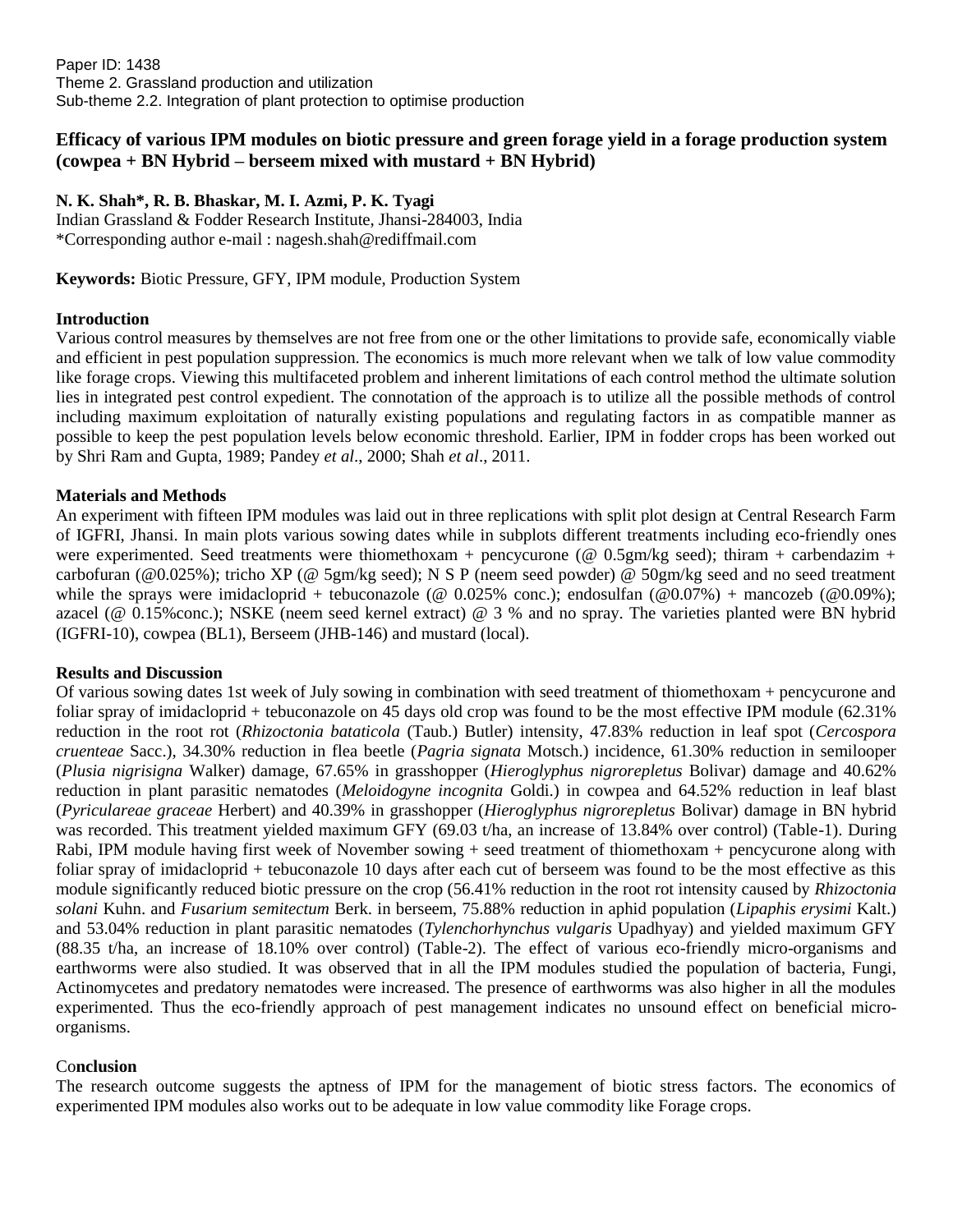Paper ID: 1438
Theme 2. Grassland production and utilization
Sub-theme 2.2. Integration of plant protection to optimise production

# Efficacy of various IPM modules on biotic pressure and green forage yield in a forage production system (cowpea + BN Hybrid – berseem mixed with mustard + BN Hybrid)

**N. K. Shah*, R. B. Bhaskar, M. I. Azmi, P. K. Tyagi**
Indian Grassland & Fodder Research Institute, Jhansi-284003, India
*Corresponding author e-mail : nagesh.shah@rediffmail.com

**Keywords:** Biotic Pressure, GFY, IPM module, Production System

## Introduction

Various control measures by themselves are not free from one or the other limitations to provide safe, economically viable and efficient in pest population suppression. The economics is much more relevant when we talk of low value commodity like forage crops. Viewing this multifaceted problem and inherent limitations of each control method the ultimate solution lies in integrated pest control expedient. The connotation of the approach is to utilize all the possible methods of control including maximum exploitation of naturally existing populations and regulating factors in as compatible manner as possible to keep the pest population levels below economic threshold. Earlier, IPM in fodder crops has been worked out by Shri Ram and Gupta, 1989; Pandey *et al*., 2000; Shah *et al*., 2011.

## Materials and Methods

An experiment with fifteen IPM modules was laid out in three replications with split plot design at Central Research Farm of IGFRI, Jhansi. In main plots various sowing dates while in subplots different treatments including eco-friendly ones were experimented. Seed treatments were thiomethoxam + pencycurone (@ 0.5gm/kg seed); thiram + carbendazim + carbofuran (@0.025%); tricho XP (@ 5gm/kg seed); N S P (neem seed powder) @ 50gm/kg seed and no seed treatment while the sprays were imidacloprid + tebuconazole (@ 0.025% conc.); endosulfan (@0.07%) + mancozeb (@0.09%); azacel (@ 0.15%conc.); NSKE (neem seed kernel extract) @ 3 % and no spray. The varieties planted were BN hybrid (IGFRI-10), cowpea (BL1), Berseem (JHB-146) and mustard (local).

## Results and Discussion

Of various sowing dates 1st week of July sowing in combination with seed treatment of thiomethoxam + pencycurone and foliar spray of imidacloprid + tebuconazole on 45 days old crop was found to be the most effective IPM module (62.31% reduction in the root rot (*Rhizoctonia bataticola* (Taub.) Butler) intensity, 47.83% reduction in leaf spot (*Cercospora cruenteae* Sacc.), 34.30% reduction in flea beetle (*Pagria signata* Motsch.) incidence, 61.30% reduction in semilooper (*Plusia nigrisigna* Walker) damage, 67.65% in grasshopper (*Hieroglyphus nigrorepletus* Bolivar) damage and 40.62% reduction in plant parasitic nematodes (*Meloidogyne incognita* Goldi.) in cowpea and 64.52% reduction in leaf blast (*Pyriculareae graceae* Herbert) and 40.39% in grasshopper (*Hieroglyphus nigrorepletus* Bolivar) damage in BN hybrid was recorded. This treatment yielded maximum GFY (69.03 t/ha, an increase of 13.84% over control) (Table-1). During Rabi, IPM module having first week of November sowing + seed treatment of thiomethoxam + pencycurone along with foliar spray of imidacloprid + tebuconazole 10 days after each cut of berseem was found to be the most effective as this module significantly reduced biotic pressure on the crop (56.41% reduction in the root rot intensity caused by *Rhizoctonia solani* Kuhn. and *Fusarium semitectum* Berk. in berseem, 75.88% reduction in aphid population (*Lipaphis erysimi* Kalt.) and 53.04% reduction in plant parasitic nematodes (*Tylenchorhynchus vulgaris* Upadhyay) and yielded maximum GFY (88.35 t/ha, an increase of 18.10% over control) (Table-2). The effect of various eco-friendly micro-organisms and earthworms were also studied. It was observed that in all the IPM modules studied the population of bacteria, Fungi, Actinomycetes and predatory nematodes were increased. The presence of earthworms was also higher in all the modules experimented. Thus the eco-friendly approach of pest management indicates no unsound effect on beneficial micro-organisms.

## Conclusion

The research outcome suggests the aptness of IPM for the management of biotic stress factors. The economics of experimented IPM modules also works out to be adequate in low value commodity like Forage crops.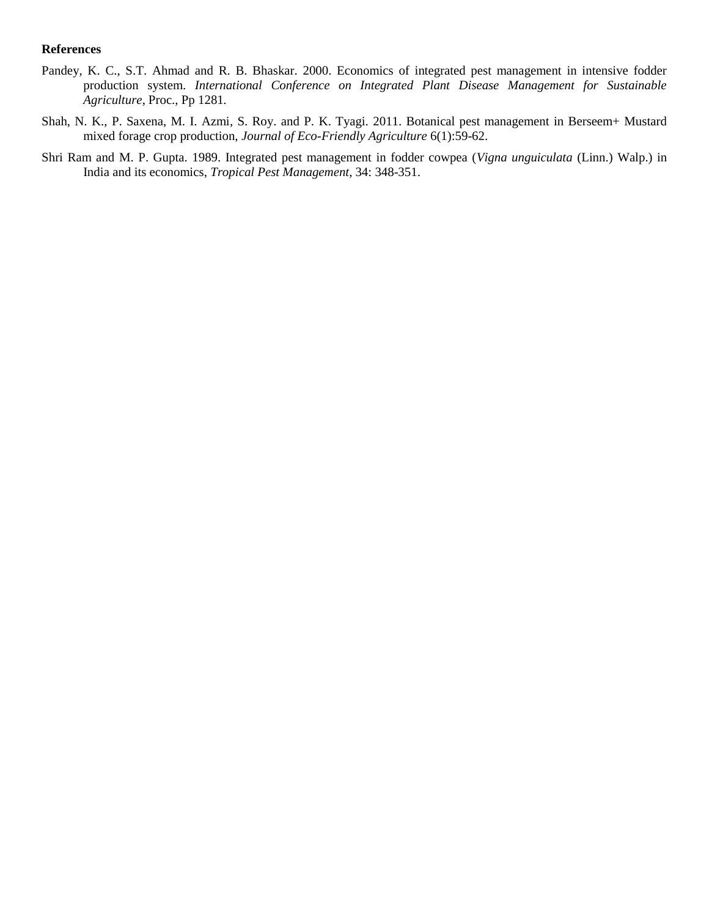**References**

Pandey, K. C., S.T. Ahmad and R. B. Bhaskar. 2000. Economics of integrated pest management in intensive fodder production system. *International Conference on Integrated Plant Disease Management for Sustainable Agriculture*, Proc., Pp 1281.

Shah, N. K., P. Saxena, M. I. Azmi, S. Roy. and P. K. Tyagi. 2011. Botanical pest management in Berseem+ Mustard mixed forage crop production, *Journal of Eco-Friendly Agriculture* 6(1):59-62.

Shri Ram and M. P. Gupta. 1989. Integrated pest management in fodder cowpea (*Vigna unguiculata* (Linn.) Walp.) in India and its economics, *Tropical Pest Management*, 34: 348-351.